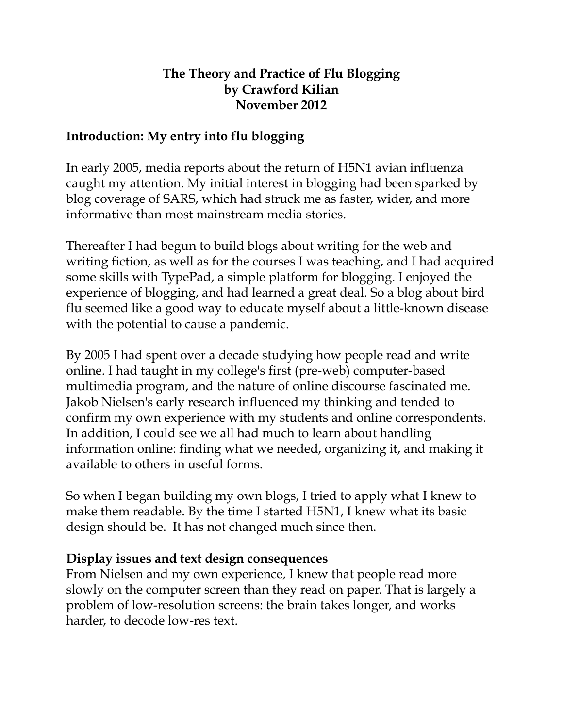# The Theory and Practice of Flu Blogging
## by Crawford Kilian
## November 2012

### Introduction: My entry into flu blogging

In early 2005, media reports about the return of H5N1 avian influenza caught my attention. My initial interest in blogging had been sparked by blog coverage of SARS, which had struck me as faster, wider, and more informative than most mainstream media stories.

Thereafter I had begun to build blogs about writing for the web and writing fiction, as well as for the courses I was teaching, and I had acquired some skills with TypePad, a simple platform for blogging. I enjoyed the experience of blogging, and had learned a great deal. So a blog about bird flu seemed like a good way to educate myself about a little-known disease with the potential to cause a pandemic.

By 2005 I had spent over a decade studying how people read and write online. I had taught in my college's first (pre-web) computer-based multimedia program, and the nature of online discourse fascinated me. Jakob Nielsen's early research influenced my thinking and tended to confirm my own experience with my students and online correspondents. In addition, I could see we all had much to learn about handling information online: finding what we needed, organizing it, and making it available to others in useful forms.

So when I began building my own blogs, I tried to apply what I knew to make them readable. By the time I started H5N1, I knew what its basic design should be. It has not changed much since then.

### Display issues and text design consequences

From Nielsen and my own experience, I knew that people read more slowly on the computer screen than they read on paper. That is largely a problem of low-resolution screens: the brain takes longer, and works harder, to decode low-res text.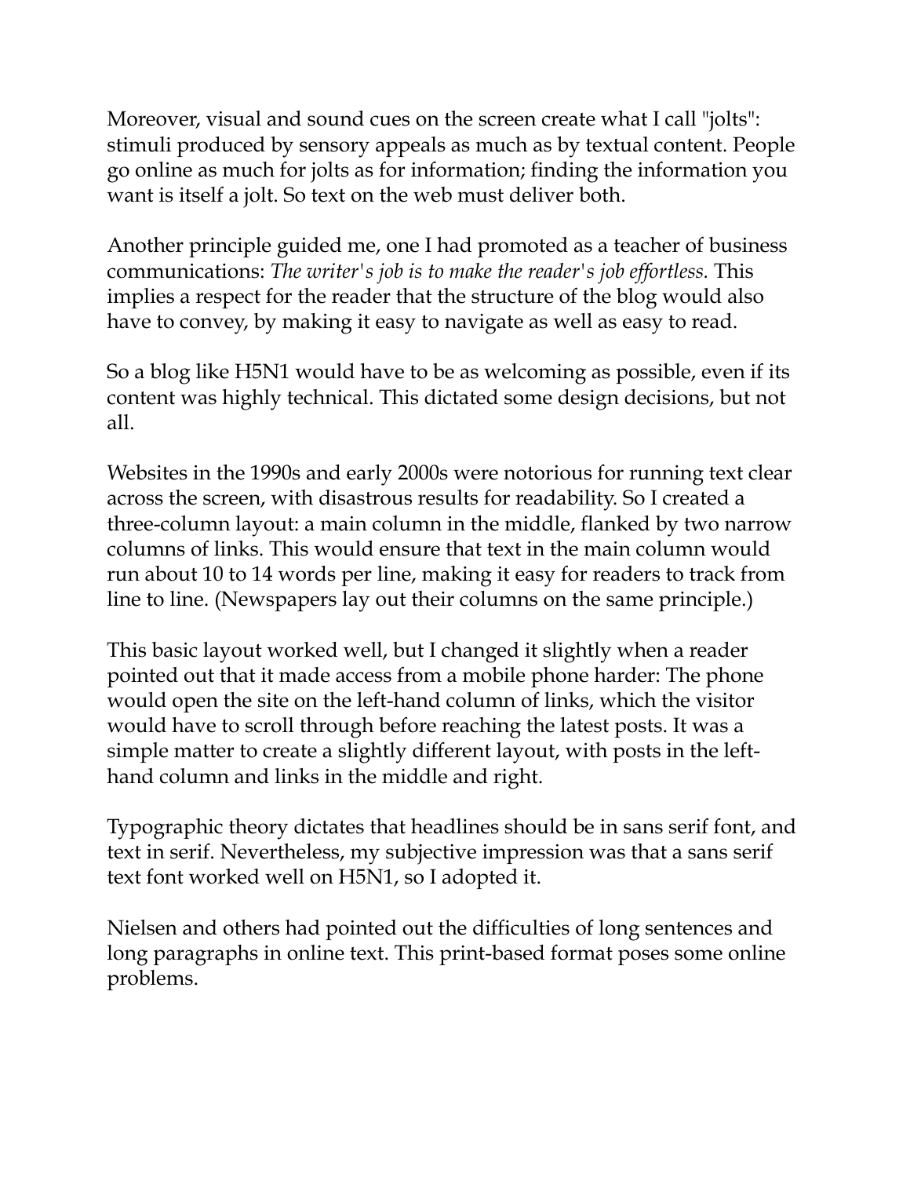Moreover, visual and sound cues on the screen create what I call "jolts": stimuli produced by sensory appeals as much as by textual content. People go online as much for jolts as for information; finding the information you want is itself a jolt. So text on the web must deliver both.

Another principle guided me, one I had promoted as a teacher of business communications: *The writer's job is to make the reader's job effortless.* This implies a respect for the reader that the structure of the blog would also have to convey, by making it easy to navigate as well as easy to read.

So a blog like H5N1 would have to be as welcoming as possible, even if its content was highly technical. This dictated some design decisions, but not all.

Websites in the 1990s and early 2000s were notorious for running text clear across the screen, with disastrous results for readability. So I created a three-column layout: a main column in the middle, flanked by two narrow columns of links. This would ensure that text in the main column would run about 10 to 14 words per line, making it easy for readers to track from line to line. (Newspapers lay out their columns on the same principle.)

This basic layout worked well, but I changed it slightly when a reader pointed out that it made access from a mobile phone harder: The phone would open the site on the left-hand column of links, which the visitor would have to scroll through before reaching the latest posts. It was a simple matter to create a slightly different layout, with posts in the left-hand column and links in the middle and right.

Typographic theory dictates that headlines should be in sans serif font, and text in serif. Nevertheless, my subjective impression was that a sans serif text font worked well on H5N1, so I adopted it.

Nielsen and others had pointed out the difficulties of long sentences and long paragraphs in online text. This print-based format poses some online problems.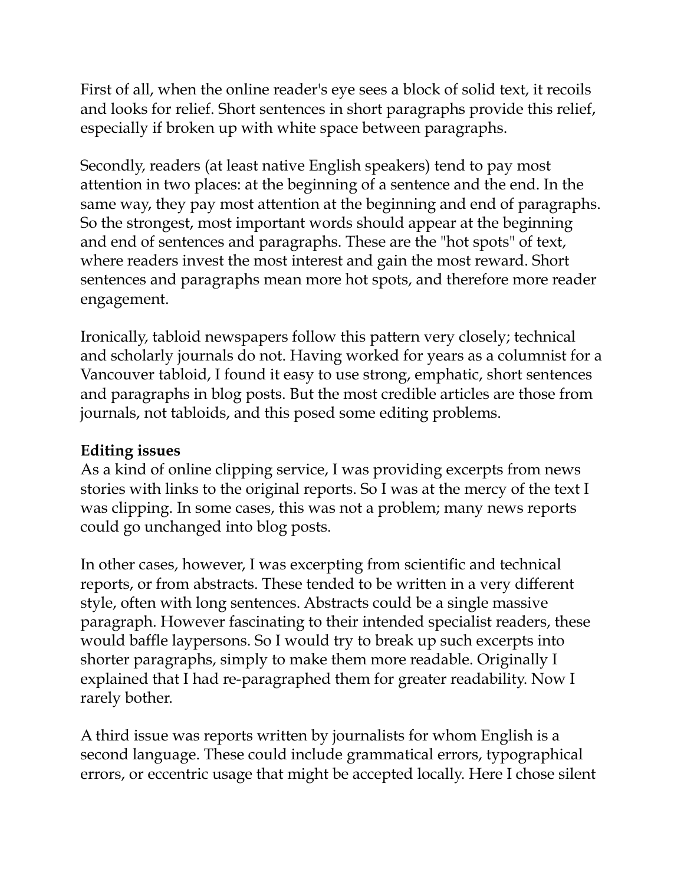First of all, when the online reader's eye sees a block of solid text, it recoils and looks for relief. Short sentences in short paragraphs provide this relief, especially if broken up with white space between paragraphs.

Secondly, readers (at least native English speakers) tend to pay most attention in two places: at the beginning of a sentence and the end. In the same way, they pay most attention at the beginning and end of paragraphs. So the strongest, most important words should appear at the beginning and end of sentences and paragraphs. These are the "hot spots" of text, where readers invest the most interest and gain the most reward. Short sentences and paragraphs mean more hot spots, and therefore more reader engagement.

Ironically, tabloid newspapers follow this pattern very closely; technical and scholarly journals do not. Having worked for years as a columnist for a Vancouver tabloid, I found it easy to use strong, emphatic, short sentences and paragraphs in blog posts. But the most credible articles are those from journals, not tabloids, and this posed some editing problems.

**Editing issues**

As a kind of online clipping service, I was providing excerpts from news stories with links to the original reports. So I was at the mercy of the text I was clipping. In some cases, this was not a problem; many news reports could go unchanged into blog posts.

In other cases, however, I was excerpting from scientific and technical reports, or from abstracts. These tended to be written in a very different style, often with long sentences. Abstracts could be a single massive paragraph. However fascinating to their intended specialist readers, these would baffle laypersons. So I would try to break up such excerpts into shorter paragraphs, simply to make them more readable. Originally I explained that I had re-paragraphed them for greater readability. Now I rarely bother.

A third issue was reports written by journalists for whom English is a second language. These could include grammatical errors, typographical errors, or eccentric usage that might be accepted locally. Here I chose silent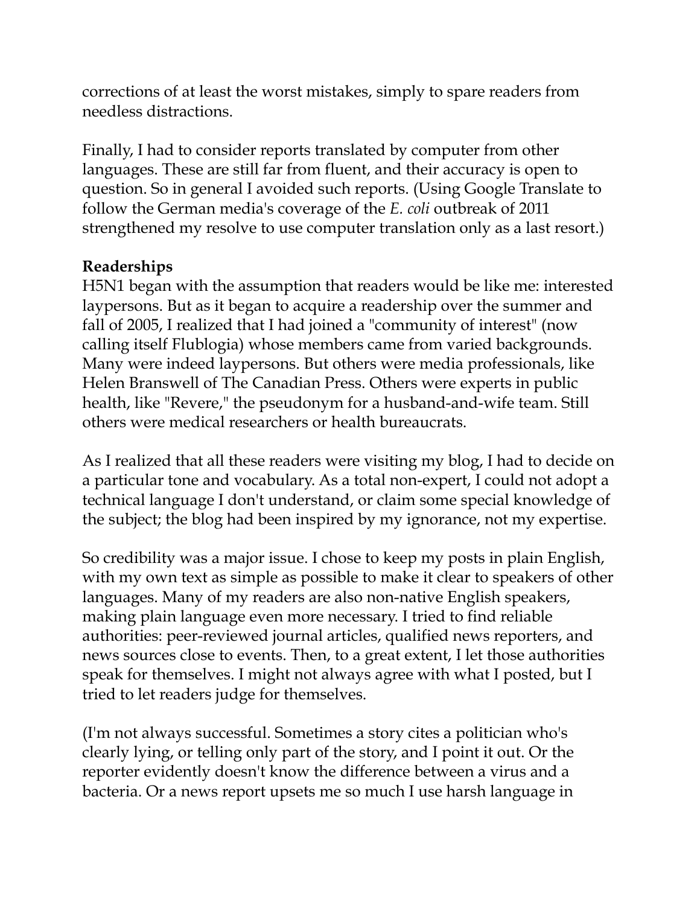corrections of at least the worst mistakes, simply to spare readers from needless distractions.

Finally, I had to consider reports translated by computer from other languages. These are still far from fluent, and their accuracy is open to question. So in general I avoided such reports. (Using Google Translate to follow the German media's coverage of the *E. coli* outbreak of 2011 strengthened my resolve to use computer translation only as a last resort.)

**Readerships**

H5N1 began with the assumption that readers would be like me: interested laypersons. But as it began to acquire a readership over the summer and fall of 2005, I realized that I had joined a "community of interest" (now calling itself Flublogia) whose members came from varied backgrounds. Many were indeed laypersons. But others were media professionals, like Helen Branswell of The Canadian Press. Others were experts in public health, like "Revere," the pseudonym for a husband-and-wife team. Still others were medical researchers or health bureaucrats.

As I realized that all these readers were visiting my blog, I had to decide on a particular tone and vocabulary. As a total non-expert, I could not adopt a technical language I don't understand, or claim some special knowledge of the subject; the blog had been inspired by my ignorance, not my expertise.

So credibility was a major issue. I chose to keep my posts in plain English, with my own text as simple as possible to make it clear to speakers of other languages. Many of my readers are also non-native English speakers, making plain language even more necessary. I tried to find reliable authorities: peer-reviewed journal articles, qualified news reporters, and news sources close to events. Then, to a great extent, I let those authorities speak for themselves. I might not always agree with what I posted, but I tried to let readers judge for themselves.

(I'm not always successful. Sometimes a story cites a politician who's clearly lying, or telling only part of the story, and I point it out. Or the reporter evidently doesn't know the difference between a virus and a bacteria. Or a news report upsets me so much I use harsh language in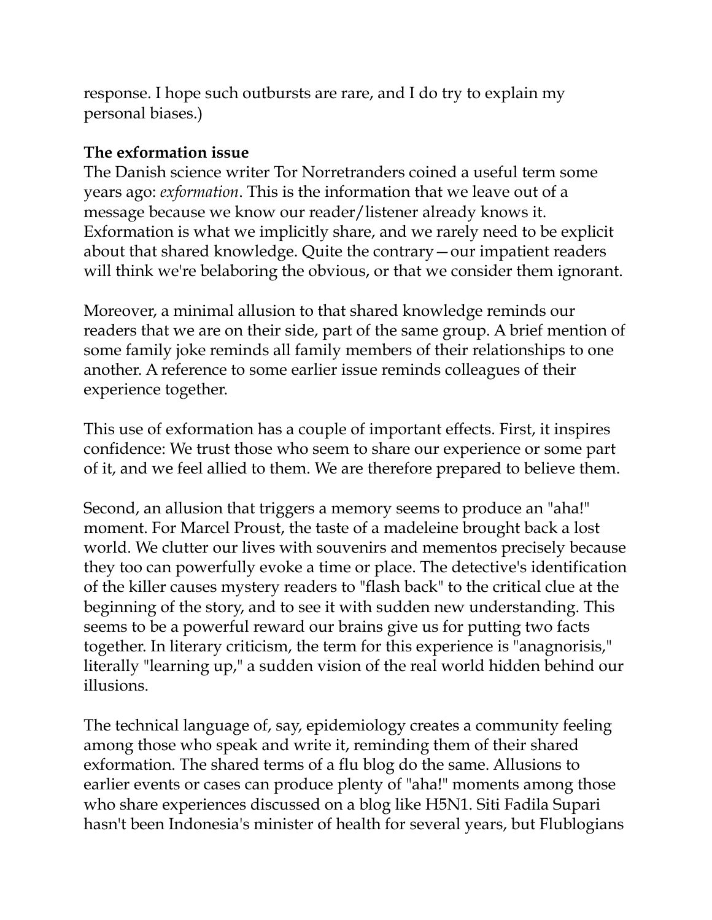response. I hope such outbursts are rare, and I do try to explain my personal biases.)

**The exformation issue**

The Danish science writer Tor Norretranders coined a useful term some years ago: *exformation*. This is the information that we leave out of a message because we know our reader/listener already knows it. Exformation is what we implicitly share, and we rarely need to be explicit about that shared knowledge. Quite the contrary—our impatient readers will think we're belaboring the obvious, or that we consider them ignorant.

Moreover, a minimal allusion to that shared knowledge reminds our readers that we are on their side, part of the same group. A brief mention of some family joke reminds all family members of their relationships to one another. A reference to some earlier issue reminds colleagues of their experience together.

This use of exformation has a couple of important effects. First, it inspires confidence: We trust those who seem to share our experience or some part of it, and we feel allied to them. We are therefore prepared to believe them.

Second, an allusion that triggers a memory seems to produce an "aha!" moment. For Marcel Proust, the taste of a madeleine brought back a lost world. We clutter our lives with souvenirs and mementos precisely because they too can powerfully evoke a time or place. The detective's identification of the killer causes mystery readers to "flash back" to the critical clue at the beginning of the story, and to see it with sudden new understanding. This seems to be a powerful reward our brains give us for putting two facts together. In literary criticism, the term for this experience is "anagnorisis," literally "learning up," a sudden vision of the real world hidden behind our illusions.

The technical language of, say, epidemiology creates a community feeling among those who speak and write it, reminding them of their shared exformation. The shared terms of a flu blog do the same. Allusions to earlier events or cases can produce plenty of "aha!" moments among those who share experiences discussed on a blog like H5N1. Siti Fadila Supari hasn't been Indonesia's minister of health for several years, but Flublogians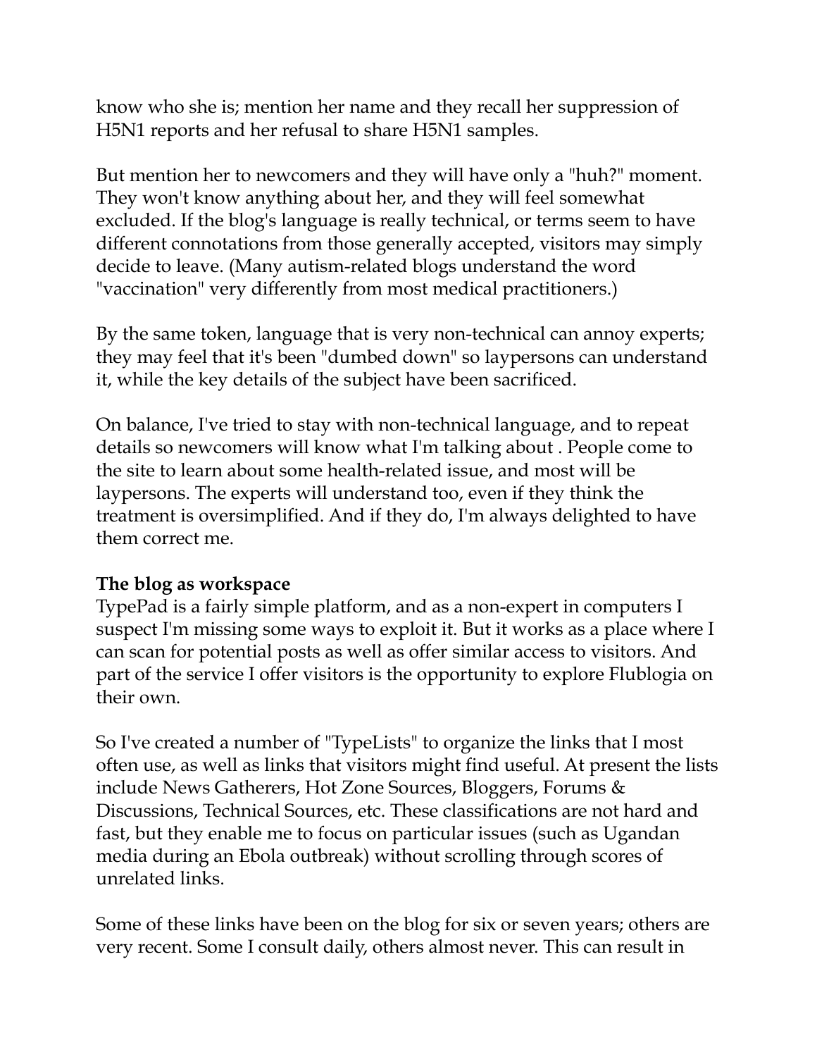know who she is; mention her name and they recall her suppression of H5N1 reports and her refusal to share H5N1 samples.

But mention her to newcomers and they will have only a "huh?" moment. They won't know anything about her, and they will feel somewhat excluded. If the blog's language is really technical, or terms seem to have different connotations from those generally accepted, visitors may simply decide to leave. (Many autism-related blogs understand the word "vaccination" very differently from most medical practitioners.)

By the same token, language that is very non-technical can annoy experts; they may feel that it's been "dumbed down" so laypersons can understand it, while the key details of the subject have been sacrificed.

On balance, I've tried to stay with non-technical language, and to repeat details so newcomers will know what I'm talking about . People come to the site to learn about some health-related issue, and most will be laypersons. The experts will understand too, even if they think the treatment is oversimplified. And if they do, I'm always delighted to have them correct me.

**The blog as workspace**

TypePad is a fairly simple platform, and as a non-expert in computers I suspect I'm missing some ways to exploit it. But it works as a place where I can scan for potential posts as well as offer similar access to visitors. And part of the service I offer visitors is the opportunity to explore Flublogia on their own.

So I've created a number of "TypeLists" to organize the links that I most often use, as well as links that visitors might find useful. At present the lists include News Gatherers, Hot Zone Sources, Bloggers, Forums & Discussions, Technical Sources, etc. These classifications are not hard and fast, but they enable me to focus on particular issues (such as Ugandan media during an Ebola outbreak) without scrolling through scores of unrelated links.

Some of these links have been on the blog for six or seven years; others are very recent. Some I consult daily, others almost never. This can result in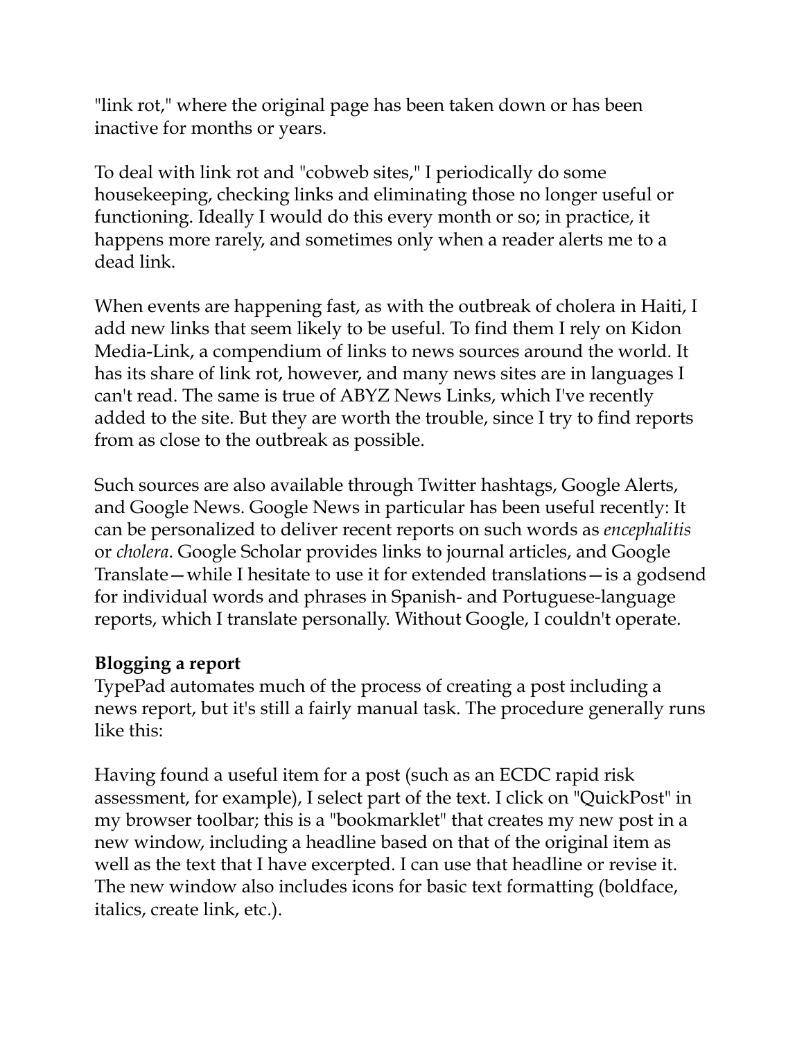"link rot," where the original page has been taken down or has been inactive for months or years.

To deal with link rot and "cobweb sites," I periodically do some housekeeping, checking links and eliminating those no longer useful or functioning. Ideally I would do this every month or so; in practice, it happens more rarely, and sometimes only when a reader alerts me to a dead link.

When events are happening fast, as with the outbreak of cholera in Haiti, I add new links that seem likely to be useful. To find them I rely on Kidon Media-Link, a compendium of links to news sources around the world. It has its share of link rot, however, and many news sites are in languages I can't read. The same is true of ABYZ News Links, which I've recently added to the site. But they are worth the trouble, since I try to find reports from as close to the outbreak as possible.

Such sources are also available through Twitter hashtags, Google Alerts, and Google News. Google News in particular has been useful recently: It can be personalized to deliver recent reports on such words as *encephalitis* or *cholera*. Google Scholar provides links to journal articles, and Google Translate—while I hesitate to use it for extended translations—is a godsend for individual words and phrases in Spanish- and Portuguese-language reports, which I translate personally. Without Google, I couldn't operate.

**Blogging a report**

TypePad automates much of the process of creating a post including a news report, but it's still a fairly manual task. The procedure generally runs like this:

Having found a useful item for a post (such as an ECDC rapid risk assessment, for example), I select part of the text. I click on "QuickPost" in my browser toolbar; this is a "bookmarklet" that creates my new post in a new window, including a headline based on that of the original item as well as the text that I have excerpted. I can use that headline or revise it. The new window also includes icons for basic text formatting (boldface, italics, create link, etc.).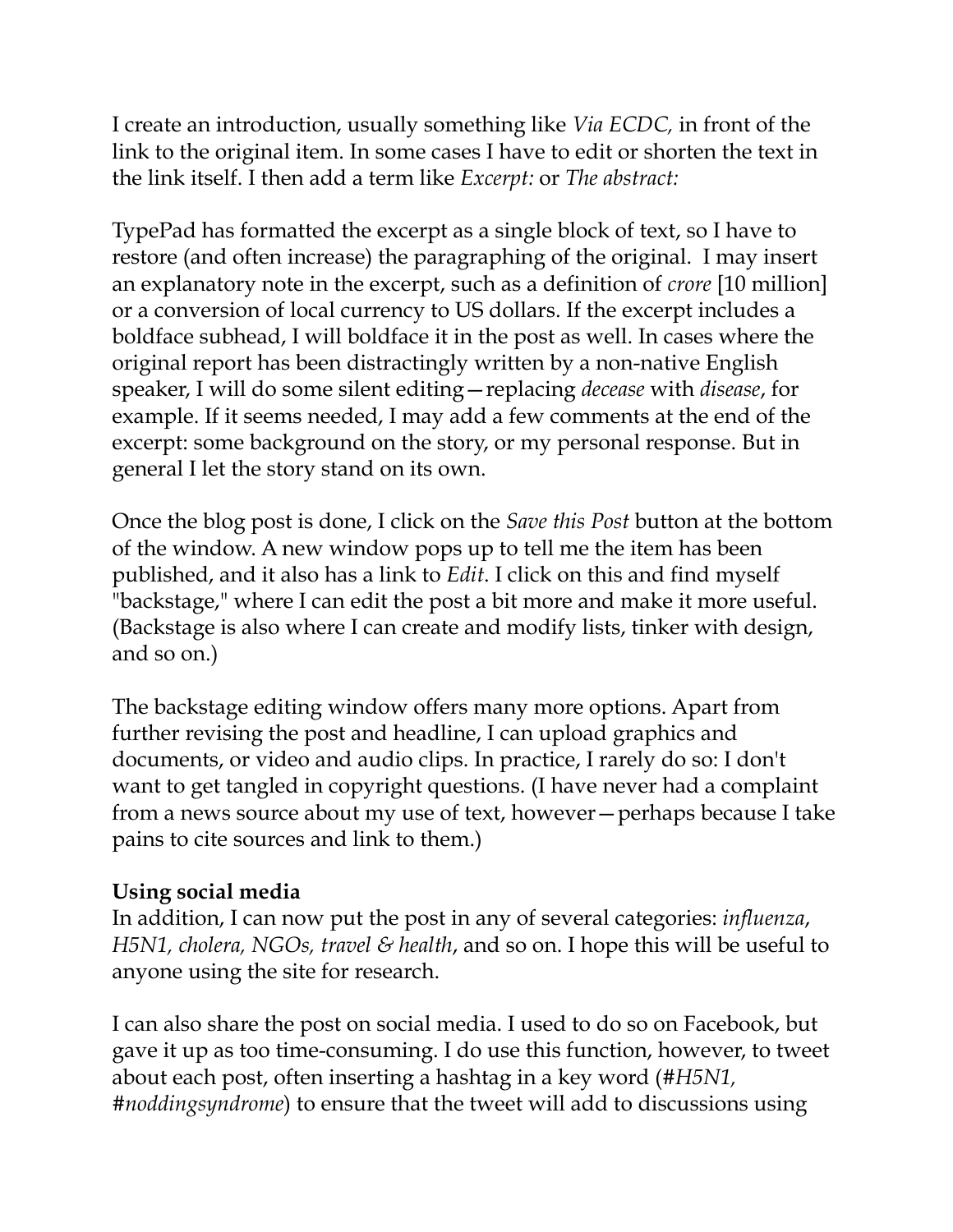I create an introduction, usually something like *Via ECDC,* in front of the link to the original item. In some cases I have to edit or shorten the text in the link itself. I then add a term like *Excerpt:* or *The abstract:*

TypePad has formatted the excerpt as a single block of text, so I have to restore (and often increase) the paragraphing of the original. I may insert an explanatory note in the excerpt, such as a definition of *crore* [10 million] or a conversion of local currency to US dollars. If the excerpt includes a boldface subhead, I will boldface it in the post as well. In cases where the original report has been distractingly written by a non-native English speaker, I will do some silent editing—replacing *decease* with *disease*, for example. If it seems needed, I may add a few comments at the end of the excerpt: some background on the story, or my personal response. But in general I let the story stand on its own.

Once the blog post is done, I click on the *Save this Post* button at the bottom of the window. A new window pops up to tell me the item has been published, and it also has a link to *Edit*. I click on this and find myself "backstage," where I can edit the post a bit more and make it more useful. (Backstage is also where I can create and modify lists, tinker with design, and so on.)

The backstage editing window offers many more options. Apart from further revising the post and headline, I can upload graphics and documents, or video and audio clips. In practice, I rarely do so: I don't want to get tangled in copyright questions. (I have never had a complaint from a news source about my use of text, however—perhaps because I take pains to cite sources and link to them.)

**Using social media**

In addition, I can now put the post in any of several categories: *influenza*, *H5N1, cholera, NGOs, travel & health*, and so on. I hope this will be useful to anyone using the site for research.

I can also share the post on social media. I used to do so on Facebook, but gave it up as too time-consuming. I do use this function, however, to tweet about each post, often inserting a hashtag in a key word (#*H5N1,* #*noddingsyndrome*) to ensure that the tweet will add to discussions using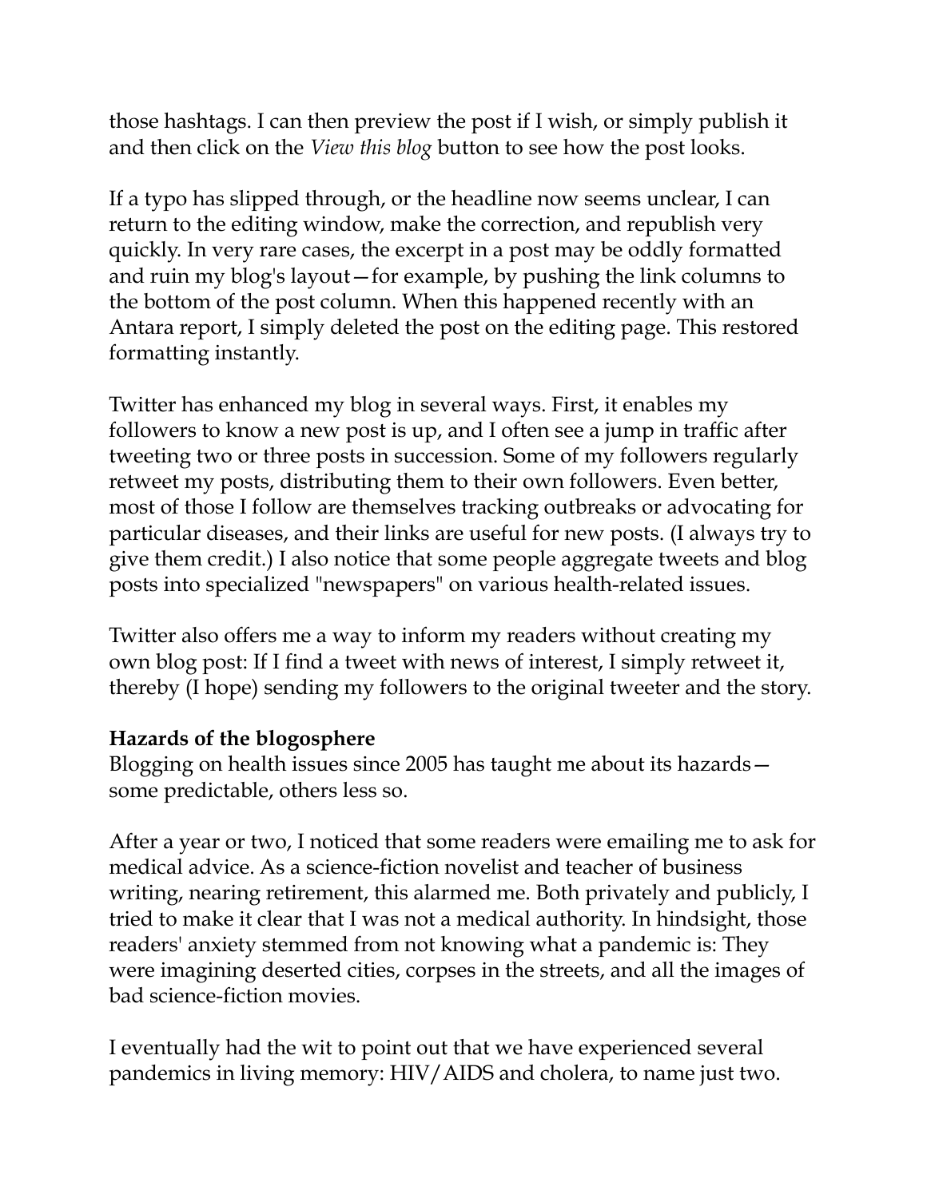those hashtags. I can then preview the post if I wish, or simply publish it and then click on the *View this blog* button to see how the post looks.

If a typo has slipped through, or the headline now seems unclear, I can return to the editing window, make the correction, and republish very quickly. In very rare cases, the excerpt in a post may be oddly formatted and ruin my blog's layout—for example, by pushing the link columns to the bottom of the post column. When this happened recently with an Antara report, I simply deleted the post on the editing page. This restored formatting instantly.

Twitter has enhanced my blog in several ways. First, it enables my followers to know a new post is up, and I often see a jump in traffic after tweeting two or three posts in succession. Some of my followers regularly retweet my posts, distributing them to their own followers. Even better, most of those I follow are themselves tracking outbreaks or advocating for particular diseases, and their links are useful for new posts. (I always try to give them credit.) I also notice that some people aggregate tweets and blog posts into specialized "newspapers" on various health-related issues.

Twitter also offers me a way to inform my readers without creating my own blog post: If I find a tweet with news of interest, I simply retweet it, thereby (I hope) sending my followers to the original tweeter and the story.

**Hazards of the blogosphere**

Blogging on health issues since 2005 has taught me about its hazards—some predictable, others less so.

After a year or two, I noticed that some readers were emailing me to ask for medical advice. As a science-fiction novelist and teacher of business writing, nearing retirement, this alarmed me. Both privately and publicly, I tried to make it clear that I was not a medical authority. In hindsight, those readers' anxiety stemmed from not knowing what a pandemic is: They were imagining deserted cities, corpses in the streets, and all the images of bad science-fiction movies.

I eventually had the wit to point out that we have experienced several pandemics in living memory: HIV/AIDS and cholera, to name just two.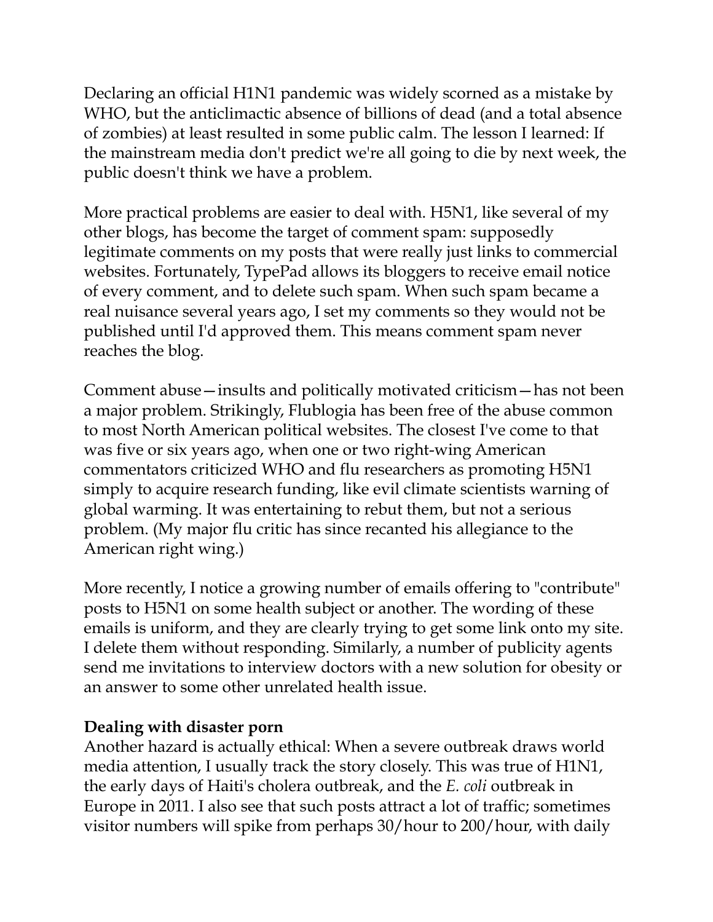Declaring an official H1N1 pandemic was widely scorned as a mistake by WHO, but the anticlimactic absence of billions of dead (and a total absence of zombies) at least resulted in some public calm. The lesson I learned: If the mainstream media don't predict we're all going to die by next week, the public doesn't think we have a problem.

More practical problems are easier to deal with. H5N1, like several of my other blogs, has become the target of comment spam: supposedly legitimate comments on my posts that were really just links to commercial websites. Fortunately, TypePad allows its bloggers to receive email notice of every comment, and to delete such spam. When such spam became a real nuisance several years ago, I set my comments so they would not be published until I'd approved them. This means comment spam never reaches the blog.

Comment abuse—insults and politically motivated criticism—has not been a major problem. Strikingly, Flublogia has been free of the abuse common to most North American political websites. The closest I've come to that was five or six years ago, when one or two right-wing American commentators criticized WHO and flu researchers as promoting H5N1 simply to acquire research funding, like evil climate scientists warning of global warming. It was entertaining to rebut them, but not a serious problem. (My major flu critic has since recanted his allegiance to the American right wing.)

More recently, I notice a growing number of emails offering to "contribute" posts to H5N1 on some health subject or another. The wording of these emails is uniform, and they are clearly trying to get some link onto my site. I delete them without responding. Similarly, a number of publicity agents send me invitations to interview doctors with a new solution for obesity or an answer to some other unrelated health issue.

**Dealing with disaster porn**

Another hazard is actually ethical: When a severe outbreak draws world media attention, I usually track the story closely. This was true of H1N1, the early days of Haiti's cholera outbreak, and the *E. coli* outbreak in Europe in 2011. I also see that such posts attract a lot of traffic; sometimes visitor numbers will spike from perhaps 30/hour to 200/hour, with daily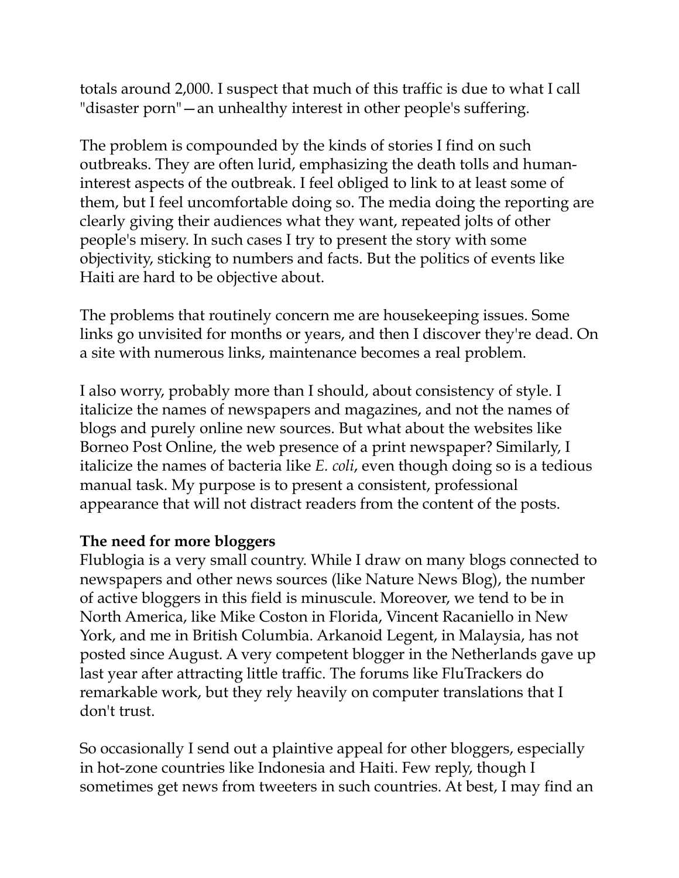totals around 2,000. I suspect that much of this traffic is due to what I call "disaster porn"—an unhealthy interest in other people's suffering.

The problem is compounded by the kinds of stories I find on such outbreaks. They are often lurid, emphasizing the death tolls and human-interest aspects of the outbreak. I feel obliged to link to at least some of them, but I feel uncomfortable doing so. The media doing the reporting are clearly giving their audiences what they want, repeated jolts of other people's misery. In such cases I try to present the story with some objectivity, sticking to numbers and facts. But the politics of events like Haiti are hard to be objective about.

The problems that routinely concern me are housekeeping issues. Some links go unvisited for months or years, and then I discover they're dead. On a site with numerous links, maintenance becomes a real problem.

I also worry, probably more than I should, about consistency of style. I italicize the names of newspapers and magazines, and not the names of blogs and purely online new sources. But what about the websites like Borneo Post Online, the web presence of a print newspaper? Similarly, I italicize the names of bacteria like *E. coli*, even though doing so is a tedious manual task. My purpose is to present a consistent, professional appearance that will not distract readers from the content of the posts.

**The need for more bloggers**

Flublogia is a very small country. While I draw on many blogs connected to newspapers and other news sources (like Nature News Blog), the number of active bloggers in this field is minuscule. Moreover, we tend to be in North America, like Mike Coston in Florida, Vincent Racaniello in New York, and me in British Columbia. Arkanoid Legent, in Malaysia, has not posted since August. A very competent blogger in the Netherlands gave up last year after attracting little traffic. The forums like FluTrackers do remarkable work, but they rely heavily on computer translations that I don't trust.

So occasionally I send out a plaintive appeal for other bloggers, especially in hot-zone countries like Indonesia and Haiti. Few reply, though I sometimes get news from tweeters in such countries. At best, I may find an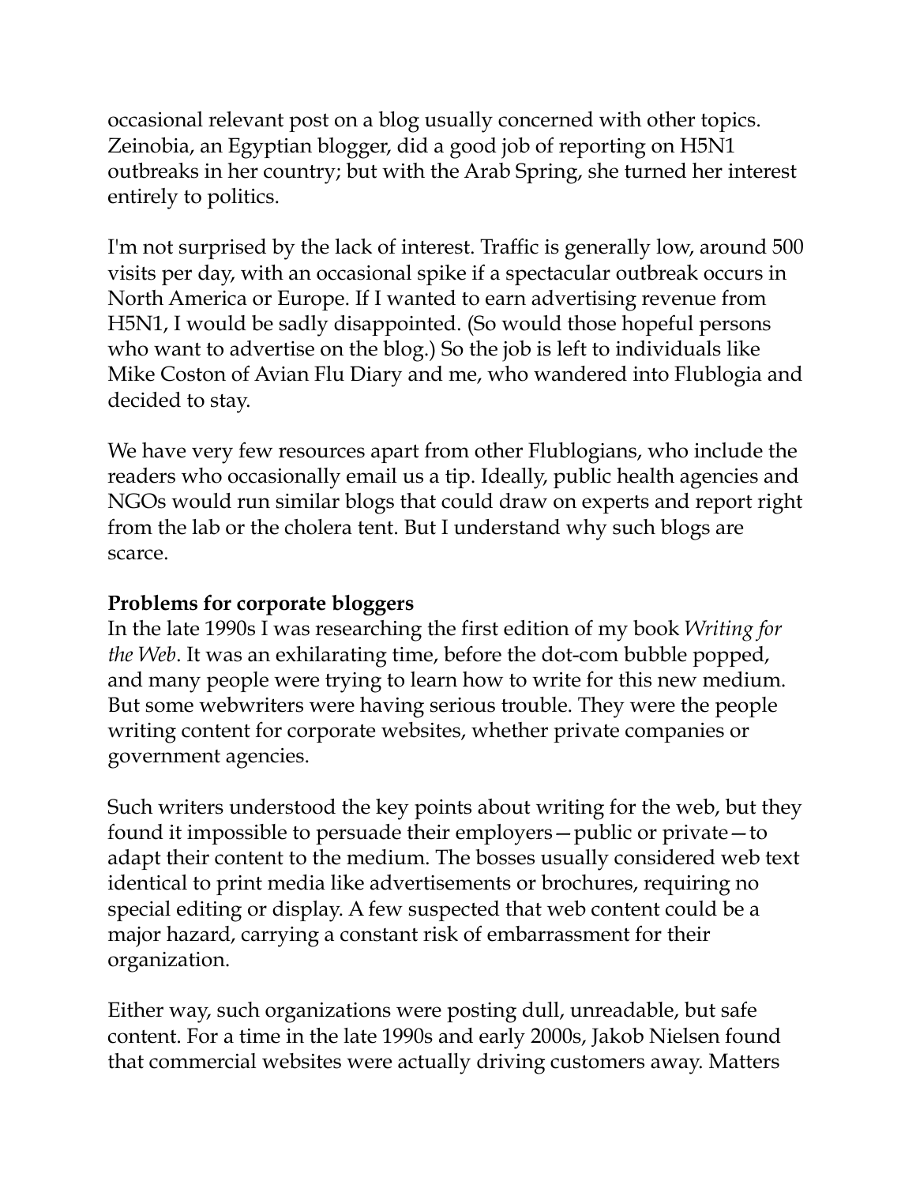occasional relevant post on a blog usually concerned with other topics. Zeinobia, an Egyptian blogger, did a good job of reporting on H5N1 outbreaks in her country; but with the Arab Spring, she turned her interest entirely to politics.

I'm not surprised by the lack of interest. Traffic is generally low, around 500 visits per day, with an occasional spike if a spectacular outbreak occurs in North America or Europe. If I wanted to earn advertising revenue from H5N1, I would be sadly disappointed. (So would those hopeful persons who want to advertise on the blog.) So the job is left to individuals like Mike Coston of Avian Flu Diary and me, who wandered into Flublogia and decided to stay.

We have very few resources apart from other Flublogians, who include the readers who occasionally email us a tip. Ideally, public health agencies and NGOs would run similar blogs that could draw on experts and report right from the lab or the cholera tent. But I understand why such blogs are scarce.

**Problems for corporate bloggers**

In the late 1990s I was researching the first edition of my book *Writing for the Web*. It was an exhilarating time, before the dot-com bubble popped, and many people were trying to learn how to write for this new medium. But some webwriters were having serious trouble. They were the people writing content for corporate websites, whether private companies or government agencies.

Such writers understood the key points about writing for the web, but they found it impossible to persuade their employers—public or private—to adapt their content to the medium. The bosses usually considered web text identical to print media like advertisements or brochures, requiring no special editing or display. A few suspected that web content could be a major hazard, carrying a constant risk of embarrassment for their organization.

Either way, such organizations were posting dull, unreadable, but safe content. For a time in the late 1990s and early 2000s, Jakob Nielsen found that commercial websites were actually driving customers away. Matters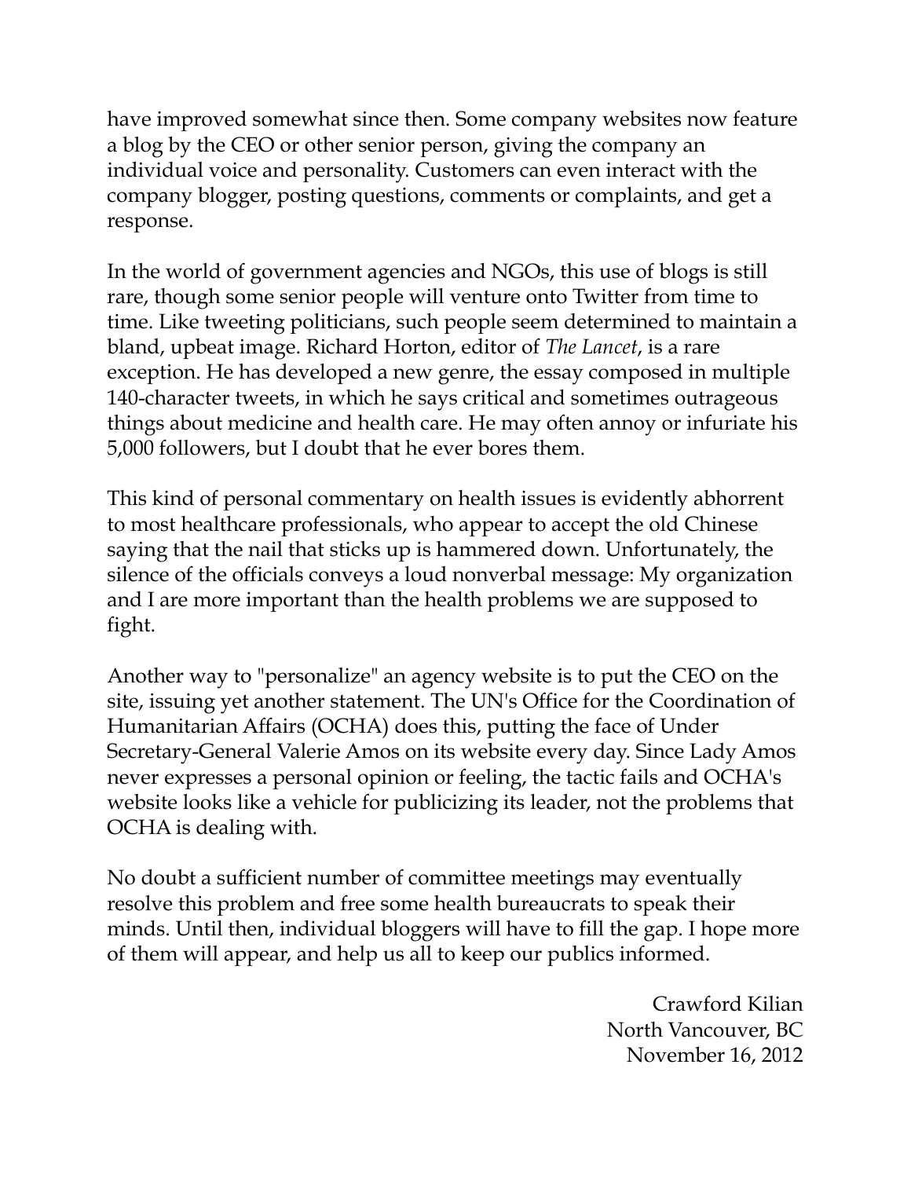have improved somewhat since then. Some company websites now feature a blog by the CEO or other senior person, giving the company an individual voice and personality. Customers can even interact with the company blogger, posting questions, comments or complaints, and get a response.

In the world of government agencies and NGOs, this use of blogs is still rare, though some senior people will venture onto Twitter from time to time. Like tweeting politicians, such people seem determined to maintain a bland, upbeat image. Richard Horton, editor of *The Lancet*, is a rare exception. He has developed a new genre, the essay composed in multiple 140-character tweets, in which he says critical and sometimes outrageous things about medicine and health care. He may often annoy or infuriate his 5,000 followers, but I doubt that he ever bores them.

This kind of personal commentary on health issues is evidently abhorrent to most healthcare professionals, who appear to accept the old Chinese saying that the nail that sticks up is hammered down. Unfortunately, the silence of the officials conveys a loud nonverbal message: My organization and I are more important than the health problems we are supposed to fight.

Another way to "personalize" an agency website is to put the CEO on the site, issuing yet another statement. The UN's Office for the Coordination of Humanitarian Affairs (OCHA) does this, putting the face of Under Secretary-General Valerie Amos on its website every day. Since Lady Amos never expresses a personal opinion or feeling, the tactic fails and OCHA's website looks like a vehicle for publicizing its leader, not the problems that OCHA is dealing with.

No doubt a sufficient number of committee meetings may eventually resolve this problem and free some health bureaucrats to speak their minds. Until then, individual bloggers will have to fill the gap. I hope more of them will appear, and help us all to keep our publics informed.

Crawford Kilian
North Vancouver, BC
November 16, 2012